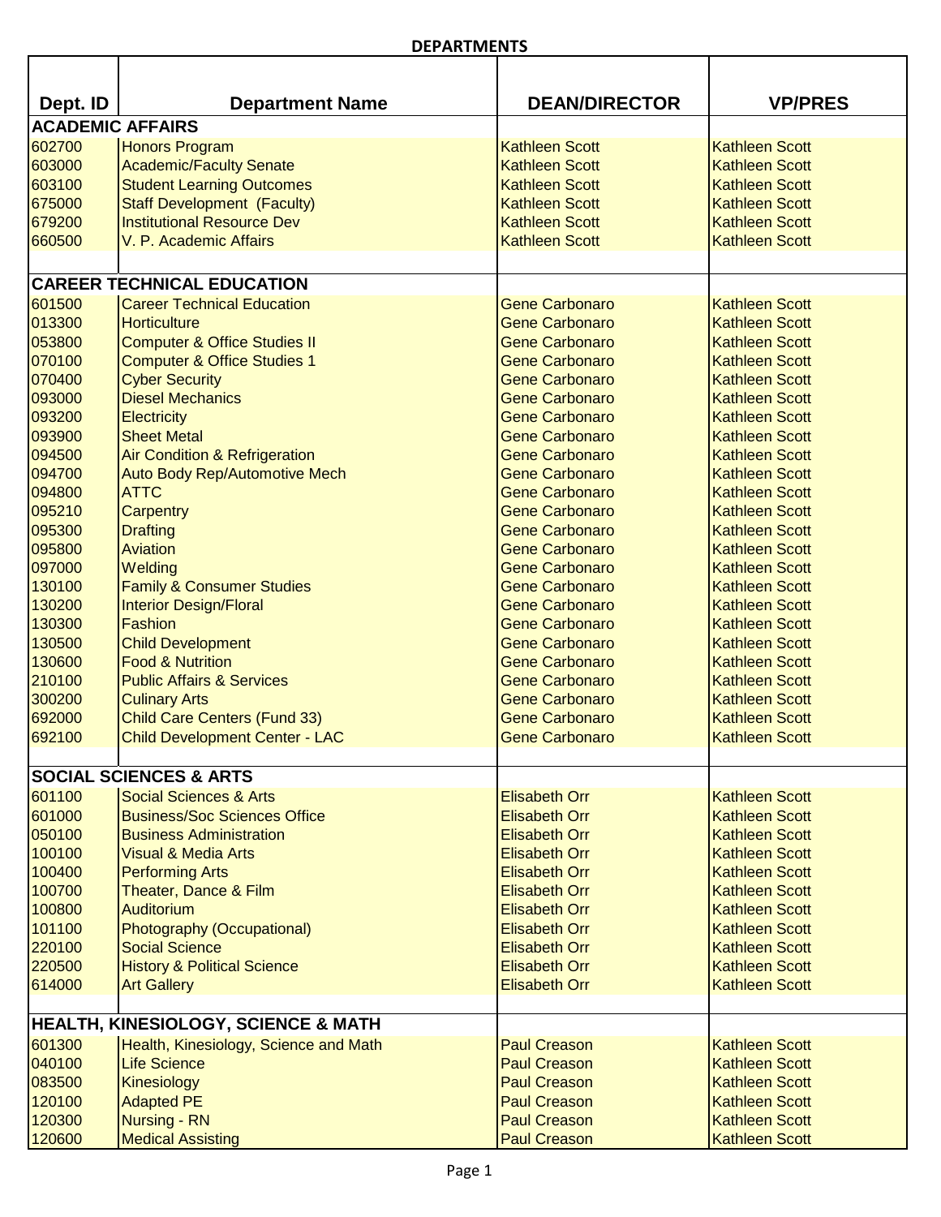## DEPARTMENTS

| Dept. ID | Department Name | DEAN/DIRECTOR | VP/PRES |
|---|---|---|---|
| **ACADEMIC AFFAIRS** | | | |
| 602700 | Honors Program | Kathleen Scott | Kathleen Scott |
| 603000 | Academic/Faculty Senate | Kathleen Scott | Kathleen Scott |
| 603100 | Student Learning Outcomes | Kathleen Scott | Kathleen Scott |
| 675000 | Staff Development (Faculty) | Kathleen Scott | Kathleen Scott |
| 679200 | Institutional Resource Dev | Kathleen Scott | Kathleen Scott |
| 660500 | V. P. Academic Affairs | Kathleen Scott | Kathleen Scott |
| | | | |
| **CAREER TECHNICAL EDUCATION** | | | |
| 601500 | Career Technical Education | Gene Carbonaro | Kathleen Scott |
| 013300 | Horticulture | Gene Carbonaro | Kathleen Scott |
| 053800 | Computer & Office Studies II | Gene Carbonaro | Kathleen Scott |
| 070100 | Computer & Office Studies 1 | Gene Carbonaro | Kathleen Scott |
| 070400 | Cyber Security | Gene Carbonaro | Kathleen Scott |
| 093000 | Diesel Mechanics | Gene Carbonaro | Kathleen Scott |
| 093200 | Electricity | Gene Carbonaro | Kathleen Scott |
| 093900 | Sheet Metal | Gene Carbonaro | Kathleen Scott |
| 094500 | Air Condition & Refrigeration | Gene Carbonaro | Kathleen Scott |
| 094700 | Auto Body Rep/Automotive Mech | Gene Carbonaro | Kathleen Scott |
| 094800 | ATTC | Gene Carbonaro | Kathleen Scott |
| 095210 | Carpentry | Gene Carbonaro | Kathleen Scott |
| 095300 | Drafting | Gene Carbonaro | Kathleen Scott |
| 095800 | Aviation | Gene Carbonaro | Kathleen Scott |
| 097000 | Welding | Gene Carbonaro | Kathleen Scott |
| 130100 | Family & Consumer Studies | Gene Carbonaro | Kathleen Scott |
| 130200 | Interior Design/Floral | Gene Carbonaro | Kathleen Scott |
| 130300 | Fashion | Gene Carbonaro | Kathleen Scott |
| 130500 | Child Development | Gene Carbonaro | Kathleen Scott |
| 130600 | Food & Nutrition | Gene Carbonaro | Kathleen Scott |
| 210100 | Public Affairs & Services | Gene Carbonaro | Kathleen Scott |
| 300200 | Culinary Arts | Gene Carbonaro | Kathleen Scott |
| 692000 | Child Care Centers (Fund 33) | Gene Carbonaro | Kathleen Scott |
| 692100 | Child Development Center - LAC | Gene Carbonaro | Kathleen Scott |
| | | | |
| **SOCIAL SCIENCES & ARTS** | | | |
| 601100 | Social Sciences & Arts | Elisabeth Orr | Kathleen Scott |
| 601000 | Business/Soc Sciences Office | Elisabeth Orr | Kathleen Scott |
| 050100 | Business Administration | Elisabeth Orr | Kathleen Scott |
| 100100 | Visual & Media Arts | Elisabeth Orr | Kathleen Scott |
| 100400 | Performing Arts | Elisabeth Orr | Kathleen Scott |
| 100700 | Theater, Dance & Film | Elisabeth Orr | Kathleen Scott |
| 100800 | Auditorium | Elisabeth Orr | Kathleen Scott |
| 101100 | Photography (Occupational) | Elisabeth Orr | Kathleen Scott |
| 220100 | Social Science | Elisabeth Orr | Kathleen Scott |
| 220500 | History & Political Science | Elisabeth Orr | Kathleen Scott |
| 614000 | Art Gallery | Elisabeth Orr | Kathleen Scott |
| | | | |
| **HEALTH, KINESIOLOGY, SCIENCE & MATH** | | | |
| 601300 | Health, Kinesiology, Science and Math | Paul Creason | Kathleen Scott |
| 040100 | Life Science | Paul Creason | Kathleen Scott |
| 083500 | Kinesiology | Paul Creason | Kathleen Scott |
| 120100 | Adapted PE | Paul Creason | Kathleen Scott |
| 120300 | Nursing - RN | Paul Creason | Kathleen Scott |
| 120600 | Medical Assisting | Paul Creason | Kathleen Scott |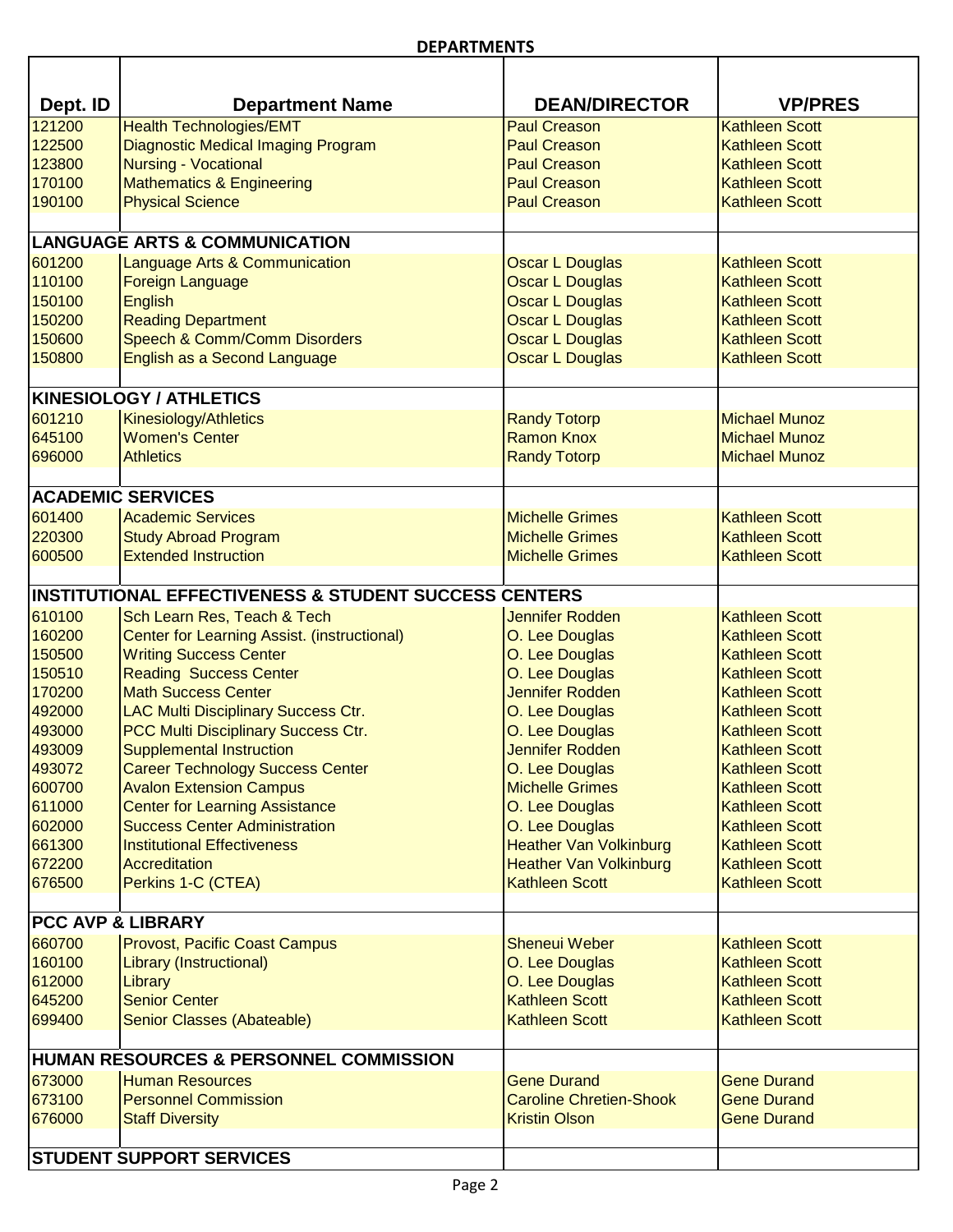**DEPARTMENTS**

| Dept. ID | Department Name | DEAN/DIRECTOR | VP/PRES |
|---|---|---|---|
| 121200 | Health Technologies/EMT | Paul Creason | Kathleen Scott |
| 122500 | Diagnostic Medical Imaging Program | Paul Creason | Kathleen Scott |
| 123800 | Nursing - Vocational | Paul Creason | Kathleen Scott |
| 170100 | Mathematics & Engineering | Paul Creason | Kathleen Scott |
| 190100 | Physical Science | Paul Creason | Kathleen Scott |
| | | | |
| **LANGUAGE ARTS & COMMUNICATION** | | | |
| 601200 | Language Arts & Communication | Oscar L Douglas | Kathleen Scott |
| 110100 | Foreign Language | Oscar L Douglas | Kathleen Scott |
| 150100 | English | Oscar L Douglas | Kathleen Scott |
| 150200 | Reading Department | Oscar L Douglas | Kathleen Scott |
| 150600 | Speech & Comm/Comm Disorders | Oscar L Douglas | Kathleen Scott |
| 150800 | English as a Second Language | Oscar L Douglas | Kathleen Scott |
| | | | |
| **KINESIOLOGY / ATHLETICS** | | | |
| 601210 | Kinesiology/Athletics | Randy Totorp | Michael Munoz |
| 645100 | Women's Center | Ramon Knox | Michael Munoz |
| 696000 | Athletics | Randy Totorp | Michael Munoz |
| | | | |
| **ACADEMIC SERVICES** | | | |
| 601400 | Academic Services | Michelle Grimes | Kathleen Scott |
| 220300 | Study Abroad Program | Michelle Grimes | Kathleen Scott |
| 600500 | Extended Instruction | Michelle Grimes | Kathleen Scott |
| | | | |
| **INSTITUTIONAL EFFECTIVENESS & STUDENT SUCCESS CENTERS** | | | |
| 610100 | Sch Learn Res, Teach & Tech | Jennifer Rodden | Kathleen Scott |
| 160200 | Center for Learning Assist. (instructional) | O. Lee Douglas | Kathleen Scott |
| 150500 | Writing Success Center | O. Lee Douglas | Kathleen Scott |
| 150510 | Reading Success Center | O. Lee Douglas | Kathleen Scott |
| 170200 | Math Success Center | Jennifer Rodden | Kathleen Scott |
| 492000 | LAC Multi Disciplinary Success Ctr. | O. Lee Douglas | Kathleen Scott |
| 493000 | PCC Multi Disciplinary Success Ctr. | O. Lee Douglas | Kathleen Scott |
| 493009 | Supplemental Instruction | Jennifer Rodden | Kathleen Scott |
| 493072 | Career Technology Success Center | O. Lee Douglas | Kathleen Scott |
| 600700 | Avalon Extension Campus | Michelle Grimes | Kathleen Scott |
| 611000 | Center for Learning Assistance | O. Lee Douglas | Kathleen Scott |
| 602000 | Success Center Administration | O. Lee Douglas | Kathleen Scott |
| 661300 | Institutional Effectiveness | Heather Van Volkinburg | Kathleen Scott |
| 672200 | Accreditation | Heather Van Volkinburg | Kathleen Scott |
| 676500 | Perkins 1-C (CTEA) | Kathleen Scott | Kathleen Scott |
| | | | |
| **PCC AVP & LIBRARY** | | | |
| 660700 | Provost, Pacific Coast Campus | Sheneui Weber | Kathleen Scott |
| 160100 | Library (Instructional) | O. Lee Douglas | Kathleen Scott |
| 612000 | Library | O. Lee Douglas | Kathleen Scott |
| 645200 | Senior Center | Kathleen Scott | Kathleen Scott |
| 699400 | Senior Classes (Abateable) | Kathleen Scott | Kathleen Scott |
| | | | |
| **HUMAN RESOURCES & PERSONNEL COMMISSION** | | | |
| 673000 | Human Resources | Gene Durand | Gene Durand |
| 673100 | Personnel Commission | Caroline Chretien-Shook | Gene Durand |
| 676000 | Staff Diversity | Kristin Olson | Gene Durand |
| | | | |
| **STUDENT SUPPORT SERVICES** | | | |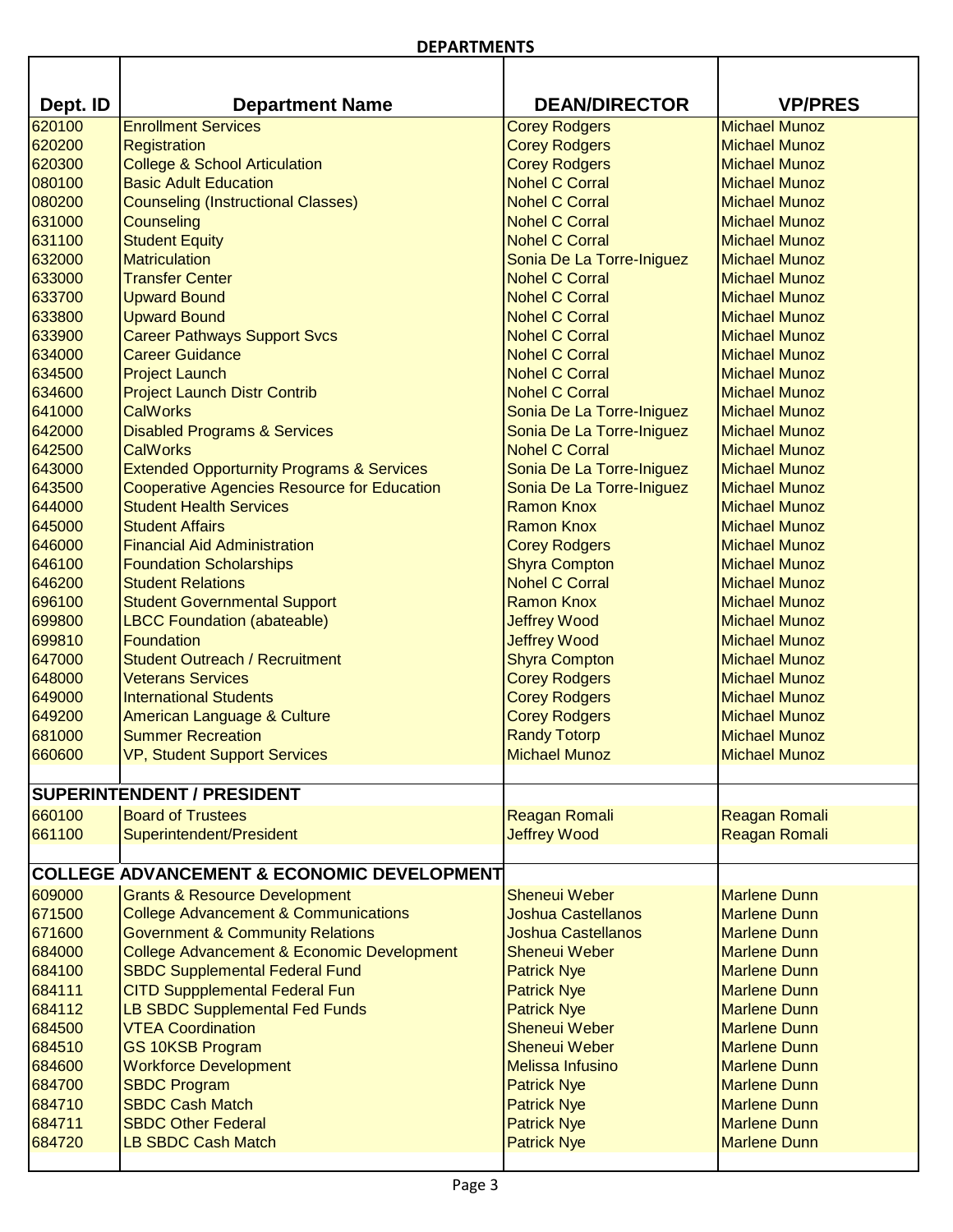## DEPARTMENTS

| Dept. ID | Department Name | DEAN/DIRECTOR | VP/PRES |
|---|---|---|---|
| 620100 | Enrollment Services | Corey Rodgers | Michael Munoz |
| 620200 | Registration | Corey Rodgers | Michael Munoz |
| 620300 | College & School Articulation | Corey Rodgers | Michael Munoz |
| 080100 | Basic Adult Education | Nohel C Corral | Michael Munoz |
| 080200 | Counseling (Instructional Classes) | Nohel C Corral | Michael Munoz |
| 631000 | Counseling | Nohel C Corral | Michael Munoz |
| 631100 | Student Equity | Nohel C Corral | Michael Munoz |
| 632000 | Matriculation | Sonia De La Torre-Iniguez | Michael Munoz |
| 633000 | Transfer Center | Nohel C Corral | Michael Munoz |
| 633700 | Upward Bound | Nohel C Corral | Michael Munoz |
| 633800 | Upward Bound | Nohel C Corral | Michael Munoz |
| 633900 | Career Pathways Support Svcs | Nohel C Corral | Michael Munoz |
| 634000 | Career Guidance | Nohel C Corral | Michael Munoz |
| 634500 | Project Launch | Nohel C Corral | Michael Munoz |
| 634600 | Project Launch Distr Contrib | Nohel C Corral | Michael Munoz |
| 641000 | CalWorks | Sonia De La Torre-Iniguez | Michael Munoz |
| 642000 | Disabled Programs & Services | Sonia De La Torre-Iniguez | Michael Munoz |
| 642500 | CalWorks | Nohel C Corral | Michael Munoz |
| 643000 | Extended Opporturnity Programs & Services | Sonia De La Torre-Iniguez | Michael Munoz |
| 643500 | Cooperative Agencies Resource for Education | Sonia De La Torre-Iniguez | Michael Munoz |
| 644000 | Student Health Services | Ramon Knox | Michael Munoz |
| 645000 | Student Affairs | Ramon Knox | Michael Munoz |
| 646000 | Financial Aid Administration | Corey Rodgers | Michael Munoz |
| 646100 | Foundation Scholarships | Shyra Compton | Michael Munoz |
| 646200 | Student Relations | Nohel C Corral | Michael Munoz |
| 696100 | Student Governmental Support | Ramon Knox | Michael Munoz |
| 699800 | LBCC Foundation (abateable) | Jeffrey Wood | Michael Munoz |
| 699810 | Foundation | Jeffrey Wood | Michael Munoz |
| 647000 | Student Outreach / Recruitment | Shyra Compton | Michael Munoz |
| 648000 | Veterans Services | Corey Rodgers | Michael Munoz |
| 649000 | International Students | Corey Rodgers | Michael Munoz |
| 649200 | American Language & Culture | Corey Rodgers | Michael Munoz |
| 681000 | Summer Recreation | Randy Totorp | Michael Munoz |
| 660600 | VP, Student Support Services | Michael Munoz | Michael Munoz |
| | | | |
| **SUPERINTENDENT / PRESIDENT** | | | |
| 660100 | Board of Trustees | Reagan Romali | Reagan Romali |
| 661100 | Superintendent/President | Jeffrey Wood | Reagan Romali |
| | | | |
| **COLLEGE ADVANCEMENT & ECONOMIC DEVELOPMENT** | | | |
| 609000 | Grants & Resource Development | Sheneui Weber | Marlene Dunn |
| 671500 | College Advancement & Communications | Joshua Castellanos | Marlene Dunn |
| 671600 | Government & Community Relations | Joshua Castellanos | Marlene Dunn |
| 684000 | College Advancement & Economic Development | Sheneui Weber | Marlene Dunn |
| 684100 | SBDC Supplemental Federal Fund | Patrick Nye | Marlene Dunn |
| 684111 | CITD Suppplemental Federal Fun | Patrick Nye | Marlene Dunn |
| 684112 | LB SBDC Supplemental Fed Funds | Patrick Nye | Marlene Dunn |
| 684500 | VTEA Coordination | Sheneui Weber | Marlene Dunn |
| 684510 | GS 10KSB Program | Sheneui Weber | Marlene Dunn |
| 684600 | Workforce Development | Melissa Infusino | Marlene Dunn |
| 684700 | SBDC Program | Patrick Nye | Marlene Dunn |
| 684710 | SBDC Cash Match | Patrick Nye | Marlene Dunn |
| 684711 | SBDC Other Federal | Patrick Nye | Marlene Dunn |
| 684720 | LB SBDC Cash Match | Patrick Nye | Marlene Dunn |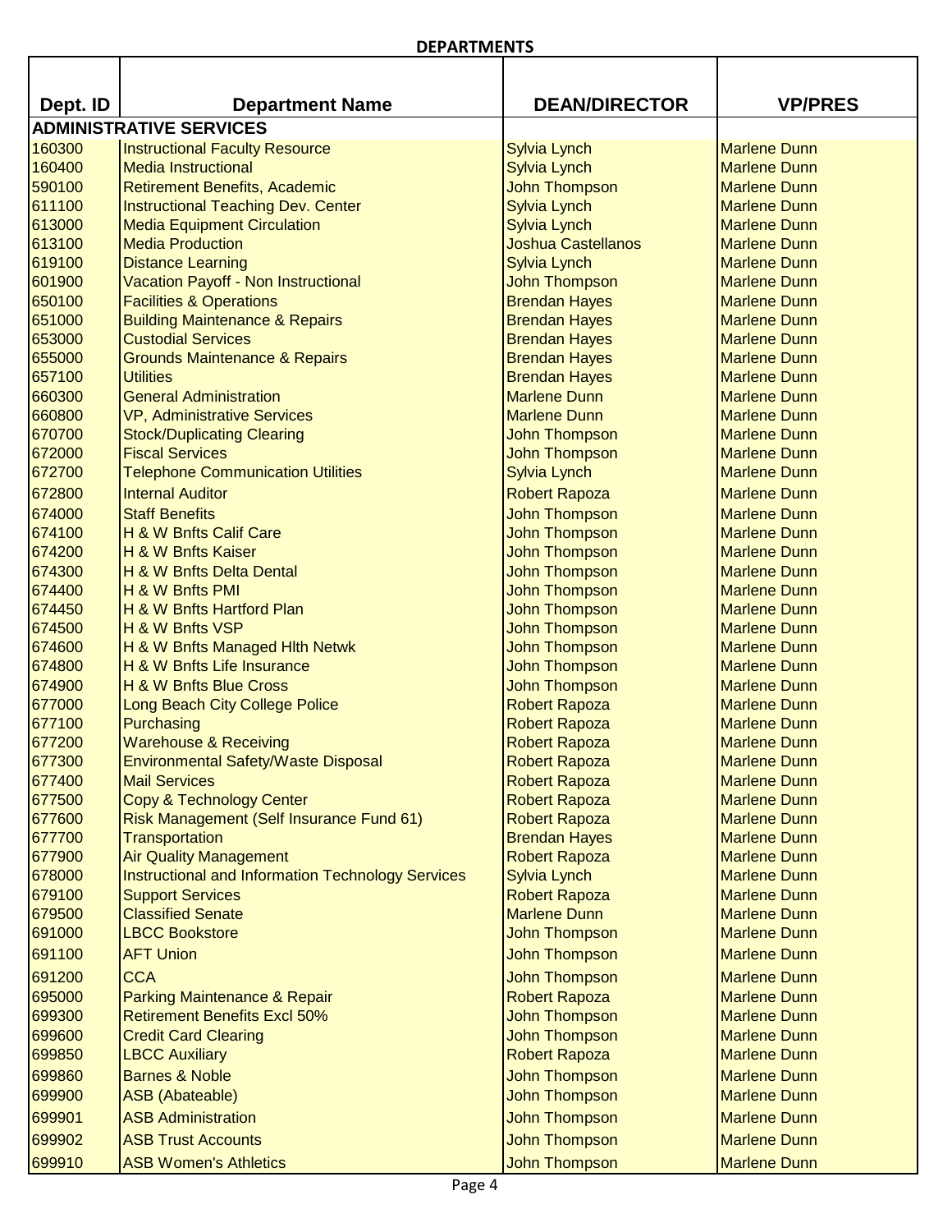**DEPARTMENTS**

| Dept. ID | Department Name | DEAN/DIRECTOR | VP/PRES |
|---|---|---|---|
| **ADMINISTRATIVE SERVICES** | | | |
| 160300 | Instructional Faculty Resource | Sylvia Lynch | Marlene Dunn |
| 160400 | Media Instructional | Sylvia Lynch | Marlene Dunn |
| 590100 | Retirement Benefits, Academic | John Thompson | Marlene Dunn |
| 611100 | Instructional Teaching Dev. Center | Sylvia Lynch | Marlene Dunn |
| 613000 | Media Equipment Circulation | Sylvia Lynch | Marlene Dunn |
| 613100 | Media Production | Joshua Castellanos | Marlene Dunn |
| 619100 | Distance Learning | Sylvia Lynch | Marlene Dunn |
| 601900 | Vacation Payoff - Non Instructional | John Thompson | Marlene Dunn |
| 650100 | Facilities & Operations | Brendan Hayes | Marlene Dunn |
| 651000 | Building Maintenance & Repairs | Brendan Hayes | Marlene Dunn |
| 653000 | Custodial Services | Brendan Hayes | Marlene Dunn |
| 655000 | Grounds Maintenance & Repairs | Brendan Hayes | Marlene Dunn |
| 657100 | Utilities | Brendan Hayes | Marlene Dunn |
| 660300 | General Administration | Marlene Dunn | Marlene Dunn |
| 660800 | VP, Administrative Services | Marlene Dunn | Marlene Dunn |
| 670700 | Stock/Duplicating Clearing | John Thompson | Marlene Dunn |
| 672000 | Fiscal Services | John Thompson | Marlene Dunn |
| 672700 | Telephone Communication Utilities | Sylvia Lynch | Marlene Dunn |
| 672800 | Internal Auditor | Robert Rapoza | Marlene Dunn |
| 674000 | Staff Benefits | John Thompson | Marlene Dunn |
| 674100 | H & W Bnfts Calif Care | John Thompson | Marlene Dunn |
| 674200 | H & W Bnfts Kaiser | John Thompson | Marlene Dunn |
| 674300 | H & W Bnfts Delta Dental | John Thompson | Marlene Dunn |
| 674400 | H & W Bnfts PMI | John Thompson | Marlene Dunn |
| 674450 | H & W Bnfts Hartford Plan | John Thompson | Marlene Dunn |
| 674500 | H & W Bnfts VSP | John Thompson | Marlene Dunn |
| 674600 | H & W Bnfts Managed Hlth Netwk | John Thompson | Marlene Dunn |
| 674800 | H & W Bnfts Life Insurance | John Thompson | Marlene Dunn |
| 674900 | H & W Bnfts Blue Cross | John Thompson | Marlene Dunn |
| 677000 | Long Beach City College Police | Robert Rapoza | Marlene Dunn |
| 677100 | Purchasing | Robert Rapoza | Marlene Dunn |
| 677200 | Warehouse & Receiving | Robert Rapoza | Marlene Dunn |
| 677300 | Environmental Safety/Waste Disposal | Robert Rapoza | Marlene Dunn |
| 677400 | Mail Services | Robert Rapoza | Marlene Dunn |
| 677500 | Copy & Technology Center | Robert Rapoza | Marlene Dunn |
| 677600 | Risk Management (Self Insurance Fund 61) | Robert Rapoza | Marlene Dunn |
| 677700 | Transportation | Brendan Hayes | Marlene Dunn |
| 677900 | Air Quality Management | Robert Rapoza | Marlene Dunn |
| 678000 | Instructional and Information Technology Services | Sylvia Lynch | Marlene Dunn |
| 679100 | Support Services | Robert Rapoza | Marlene Dunn |
| 679500 | Classified Senate | Marlene Dunn | Marlene Dunn |
| 691000 | LBCC Bookstore | John Thompson | Marlene Dunn |
| 691100 | AFT Union | John Thompson | Marlene Dunn |
| 691200 | CCA | John Thompson | Marlene Dunn |
| 695000 | Parking Maintenance & Repair | Robert Rapoza | Marlene Dunn |
| 699300 | Retirement Benefits Excl 50% | John Thompson | Marlene Dunn |
| 699600 | Credit Card Clearing | John Thompson | Marlene Dunn |
| 699850 | LBCC Auxiliary | Robert Rapoza | Marlene Dunn |
| 699860 | Barnes & Noble | John Thompson | Marlene Dunn |
| 699900 | ASB (Abateable) | John Thompson | Marlene Dunn |
| 699901 | ASB Administration | John Thompson | Marlene Dunn |
| 699902 | ASB Trust Accounts | John Thompson | Marlene Dunn |
| 699910 | ASB Women's Athletics | John Thompson | Marlene Dunn |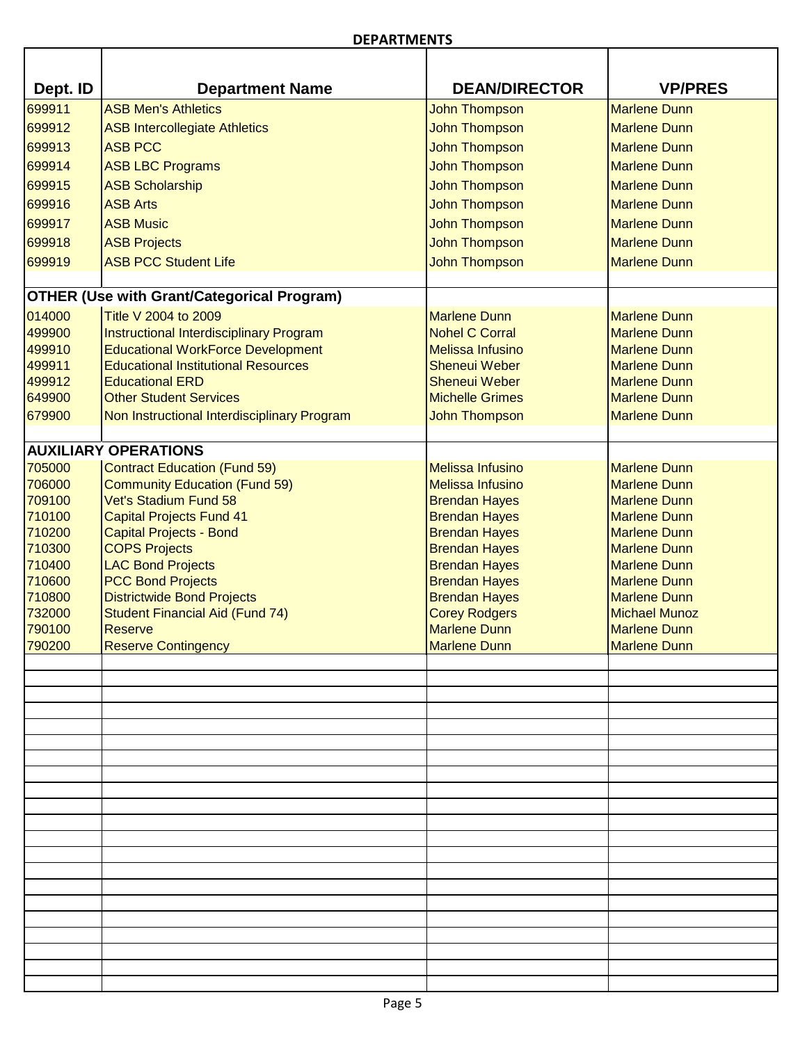## DEPARTMENTS

| Dept. ID | Department Name | DEAN/DIRECTOR | VP/PRES |
|---|---|---|---|
| 699911 | ASB Men's Athletics | John Thompson | Marlene Dunn |
| 699912 | ASB Intercollegiate Athletics | John Thompson | Marlene Dunn |
| 699913 | ASB PCC | John Thompson | Marlene Dunn |
| 699914 | ASB LBC Programs | John Thompson | Marlene Dunn |
| 699915 | ASB Scholarship | John Thompson | Marlene Dunn |
| 699916 | ASB Arts | John Thompson | Marlene Dunn |
| 699917 | ASB Music | John Thompson | Marlene Dunn |
| 699918 | ASB Projects | John Thompson | Marlene Dunn |
| 699919 | ASB PCC Student Life | John Thompson | Marlene Dunn |
| | | | |
| **OTHER (Use with Grant/Categorical Program)** | | | |
| 014000 | Title V 2004 to 2009 | Marlene Dunn | Marlene Dunn |
| 499900 | Instructional Interdisciplinary Program | Nohel C Corral | Marlene Dunn |
| 499910 | Educational WorkForce Development | Melissa Infusino | Marlene Dunn |
| 499911 | Educational Institutional Resources | Sheneui Weber | Marlene Dunn |
| 499912 | Educational ERD | Sheneui Weber | Marlene Dunn |
| 649900 | Other Student Services | Michelle Grimes | Marlene Dunn |
| 679900 | Non Instructional Interdisciplinary Program | John Thompson | Marlene Dunn |
| | | | |
| **AUXILIARY OPERATIONS** | | | |
| 705000 | Contract Education (Fund 59) | Melissa Infusino | Marlene Dunn |
| 706000 | Community Education (Fund 59) | Melissa Infusino | Marlene Dunn |
| 709100 | Vet's Stadium Fund 58 | Brendan Hayes | Marlene Dunn |
| 710100 | Capital Projects Fund 41 | Brendan Hayes | Marlene Dunn |
| 710200 | Capital Projects - Bond | Brendan Hayes | Marlene Dunn |
| 710300 | COPS Projects | Brendan Hayes | Marlene Dunn |
| 710400 | LAC Bond Projects | Brendan Hayes | Marlene Dunn |
| 710600 | PCC Bond Projects | Brendan Hayes | Marlene Dunn |
| 710800 | Districtwide Bond Projects | Brendan Hayes | Marlene Dunn |
| 732000 | Student Financial Aid (Fund 74) | Corey Rodgers | Michael Munoz |
| 790100 | Reserve | Marlene Dunn | Marlene Dunn |
| 790200 | Reserve Contingency | Marlene Dunn | Marlene Dunn |